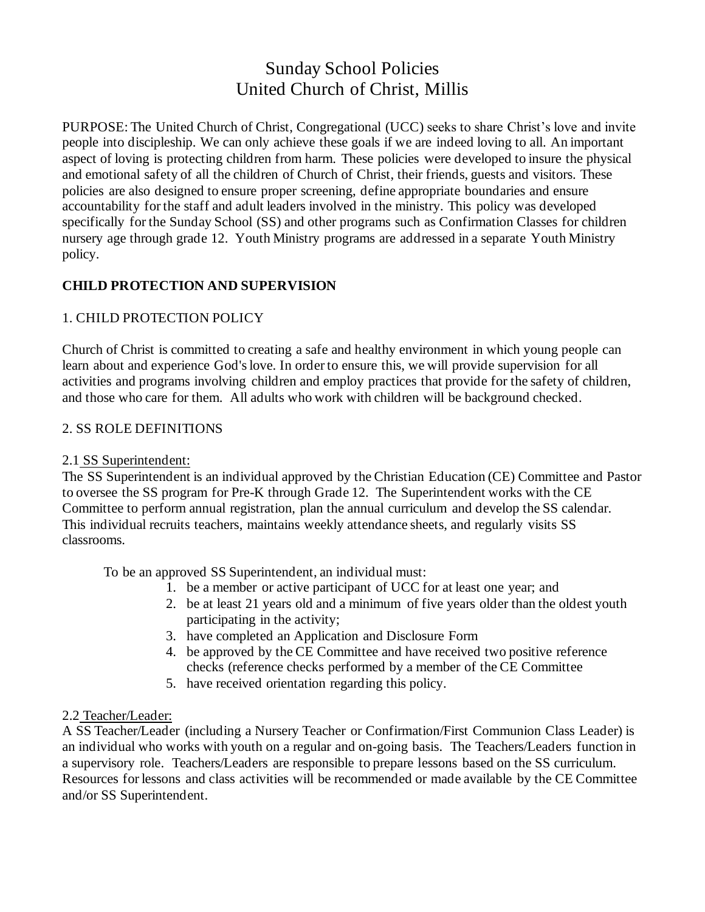# Sunday School Policies
# United Church of Christ, Millis

PURPOSE: The United Church of Christ, Congregational (UCC) seeks to share Christ's love and invite people into discipleship. We can only achieve these goals if we are indeed loving to all. An important aspect of loving is protecting children from harm. These policies were developed to insure the physical and emotional safety of all the children of Church of Christ, their friends, guests and visitors. These policies are also designed to ensure proper screening, define appropriate boundaries and ensure accountability for the staff and adult leaders involved in the ministry. This policy was developed specifically for the Sunday School (SS) and other programs such as Confirmation Classes for children nursery age through grade 12. Youth Ministry programs are addressed in a separate Youth Ministry policy.

## CHILD PROTECTION AND SUPERVISION

### 1. CHILD PROTECTION POLICY

Church of Christ is committed to creating a safe and healthy environment in which young people can learn about and experience God's love. In order to ensure this, we will provide supervision for all activities and programs involving children and employ practices that provide for the safety of children, and those who care for them. All adults who work with children will be background checked.

### 2. SS ROLE DEFINITIONS

2.1 <u>SS Superintendent:</u>

The SS Superintendent is an individual approved by the Christian Education (CE) Committee and Pastor to oversee the SS program for Pre-K through Grade 12. The Superintendent works with the CE Committee to perform annual registration, plan the annual curriculum and develop the SS calendar. This individual recruits teachers, maintains weekly attendance sheets, and regularly visits SS classrooms.

To be an approved SS Superintendent, an individual must:

1. be a member or active participant of UCC for at least one year; and
2. be at least 21 years old and a minimum of five years older than the oldest youth participating in the activity;
3. have completed an Application and Disclosure Form
4. be approved by the CE Committee and have received two positive reference checks (reference checks performed by a member of the CE Committee
5. have received orientation regarding this policy.

2.2 <u>Teacher/Leader:</u>

A SS Teacher/Leader (including a Nursery Teacher or Confirmation/First Communion Class Leader) is an individual who works with youth on a regular and on-going basis. The Teachers/Leaders function in a supervisory role. Teachers/Leaders are responsible to prepare lessons based on the SS curriculum. Resources for lessons and class activities will be recommended or made available by the CE Committee and/or SS Superintendent.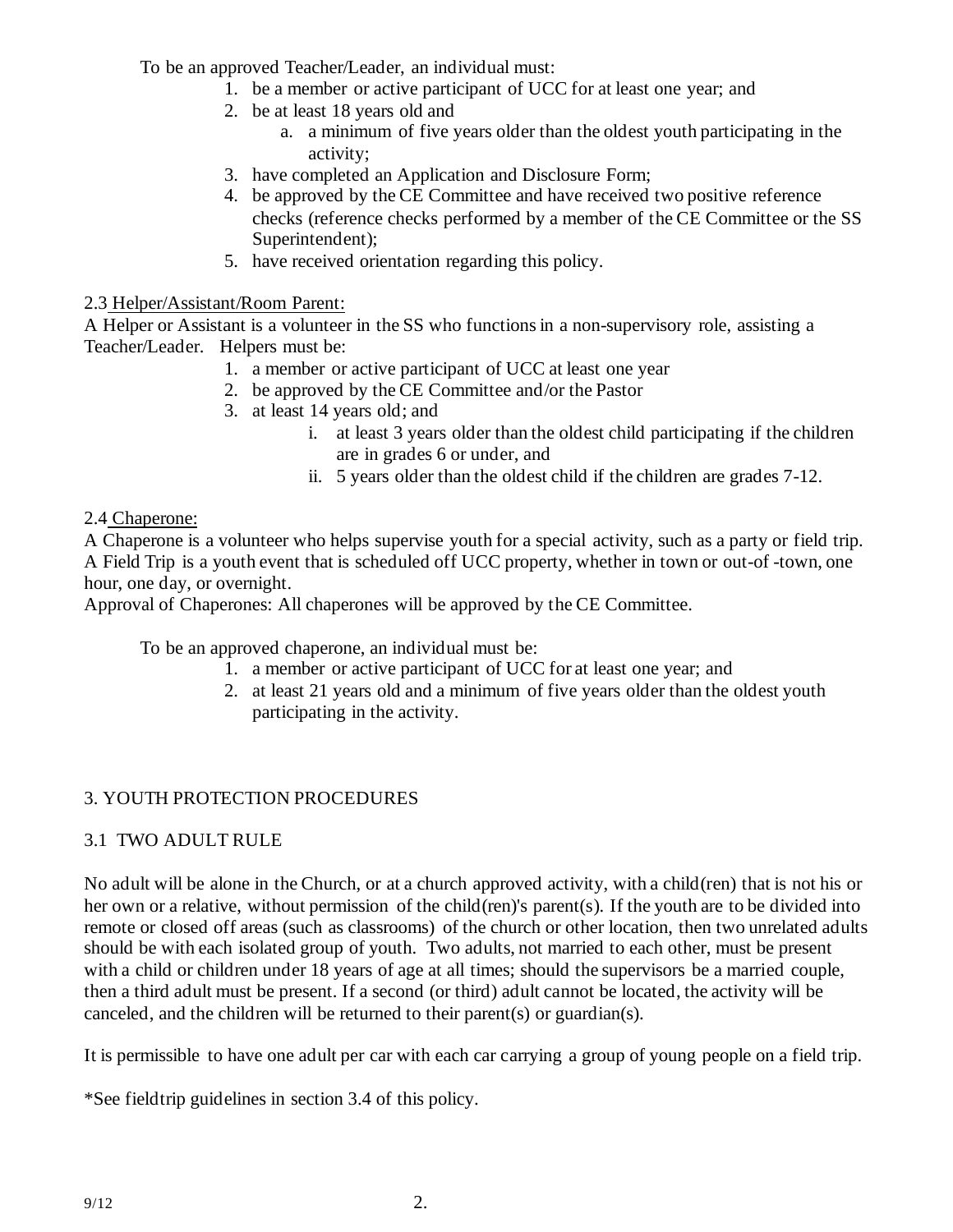To be an approved Teacher/Leader, an individual must:

1. be a member or active participant of UCC for at least one year; and
2. be at least 18 years old and
    a. a minimum of five years older than the oldest youth participating in the activity;
3. have completed an Application and Disclosure Form;
4. be approved by the CE Committee and have received two positive reference checks (reference checks performed by a member of the CE Committee or the SS Superintendent);
5. have received orientation regarding this policy.

2.3 Helper/Assistant/Room Parent:

A Helper or Assistant is a volunteer in the SS who functions in a non-supervisory role, assisting a Teacher/Leader. Helpers must be:

1. a member or active participant of UCC at least one year
2. be approved by the CE Committee and/or the Pastor
3. at least 14 years old; and
    i. at least 3 years older than the oldest child participating if the children are in grades 6 or under, and
    ii. 5 years older than the oldest child if the children are grades 7-12.

2.4 Chaperone:

A Chaperone is a volunteer who helps supervise youth for a special activity, such as a party or field trip. A Field Trip is a youth event that is scheduled off UCC property, whether in town or out-of -town, one hour, one day, or overnight.

Approval of Chaperones: All chaperones will be approved by the CE Committee.

To be an approved chaperone, an individual must be:

1. a member or active participant of UCC for at least one year; and
2. at least 21 years old and a minimum of five years older than the oldest youth participating in the activity.

## 3. YOUTH PROTECTION PROCEDURES

### 3.1 TWO ADULT RULE

No adult will be alone in the Church, or at a church approved activity, with a child(ren) that is not his or her own or a relative, without permission of the child(ren)'s parent(s). If the youth are to be divided into remote or closed off areas (such as classrooms) of the church or other location, then two unrelated adults should be with each isolated group of youth. Two adults, not married to each other, must be present with a child or children under 18 years of age at all times; should the supervisors be a married couple, then a third adult must be present. If a second (or third) adult cannot be located, the activity will be canceled, and the children will be returned to their parent(s) or guardian(s).

It is permissible to have one adult per car with each car carrying a group of young people on a field trip.

*See fieldtrip guidelines in section 3.4 of this policy.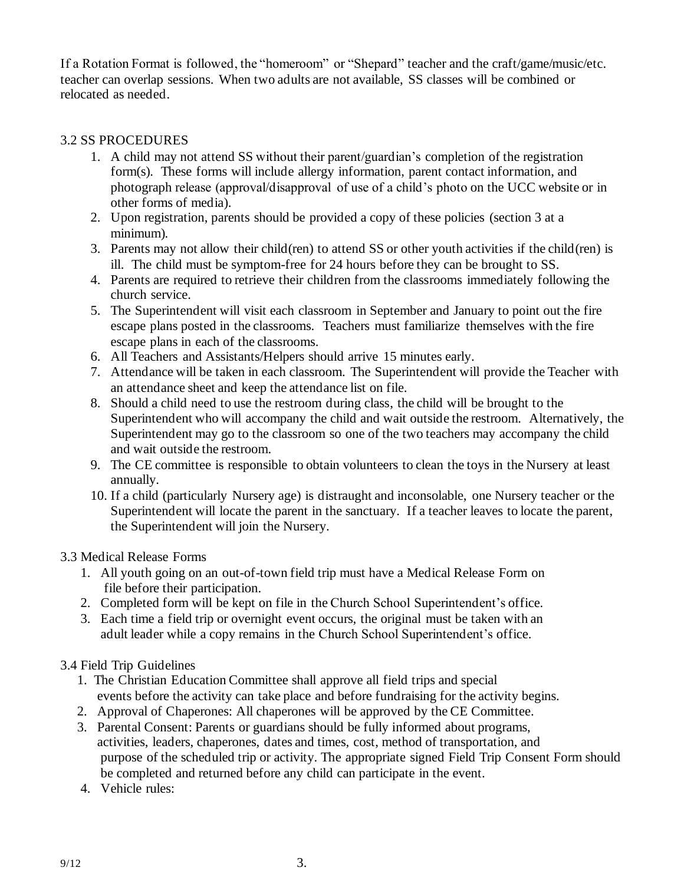If a Rotation Format is followed, the "homeroom" or "Shepard" teacher and the craft/game/music/etc. teacher can overlap sessions. When two adults are not available, SS classes will be combined or relocated as needed.

## 3.2 SS PROCEDURES

1. A child may not attend SS without their parent/guardian's completion of the registration form(s). These forms will include allergy information, parent contact information, and photograph release (approval/disapproval of use of a child's photo on the UCC website or in other forms of media).
2. Upon registration, parents should be provided a copy of these policies (section 3 at a minimum).
3. Parents may not allow their child(ren) to attend SS or other youth activities if the child(ren) is ill. The child must be symptom-free for 24 hours before they can be brought to SS.
4. Parents are required to retrieve their children from the classrooms immediately following the church service.
5. The Superintendent will visit each classroom in September and January to point out the fire escape plans posted in the classrooms. Teachers must familiarize themselves with the fire escape plans in each of the classrooms.
6. All Teachers and Assistants/Helpers should arrive 15 minutes early.
7. Attendance will be taken in each classroom. The Superintendent will provide the Teacher with an attendance sheet and keep the attendance list on file.
8. Should a child need to use the restroom during class, the child will be brought to the Superintendent who will accompany the child and wait outside the restroom. Alternatively, the Superintendent may go to the classroom so one of the two teachers may accompany the child and wait outside the restroom.
9. The CE committee is responsible to obtain volunteers to clean the toys in the Nursery at least annually.
10. If a child (particularly Nursery age) is distraught and inconsolable, one Nursery teacher or the Superintendent will locate the parent in the sanctuary. If a teacher leaves to locate the parent, the Superintendent will join the Nursery.

## 3.3 Medical Release Forms

1. All youth going on an out-of-town field trip must have a Medical Release Form on file before their participation.
2. Completed form will be kept on file in the Church School Superintendent's office.
3. Each time a field trip or overnight event occurs, the original must be taken with an adult leader while a copy remains in the Church School Superintendent's office.

## 3.4 Field Trip Guidelines

1. The Christian Education Committee shall approve all field trips and special events before the activity can take place and before fundraising for the activity begins.
2. Approval of Chaperones: All chaperones will be approved by the CE Committee.
3. Parental Consent: Parents or guardians should be fully informed about programs, activities, leaders, chaperones, dates and times, cost, method of transportation, and purpose of the scheduled trip or activity. The appropriate signed Field Trip Consent Form should be completed and returned before any child can participate in the event.
4. Vehicle rules:

9/12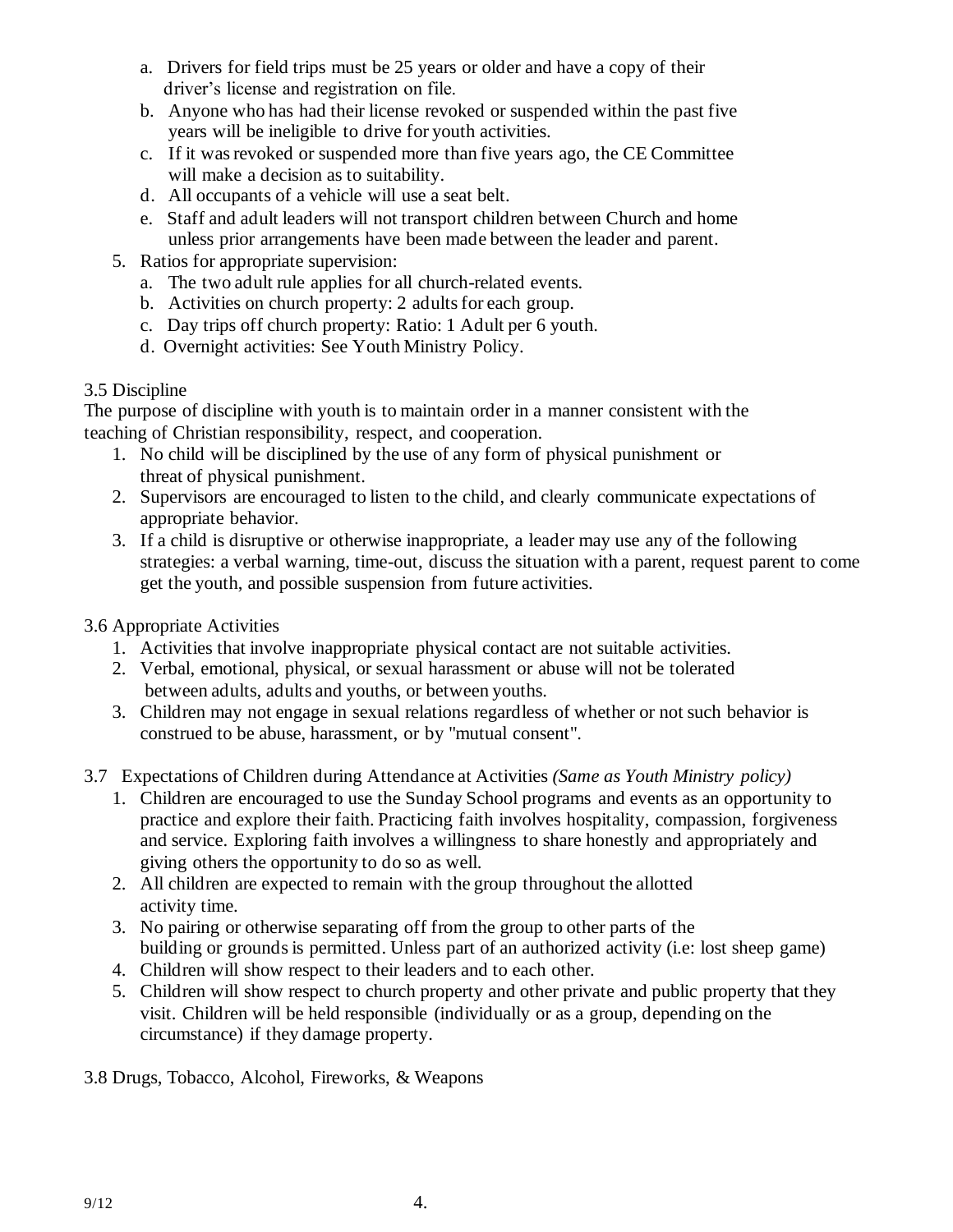a. Drivers for field trips must be 25 years or older and have a copy of their driver's license and registration on file.
b. Anyone who has had their license revoked or suspended within the past five years will be ineligible to drive for youth activities.
c. If it was revoked or suspended more than five years ago, the CE Committee will make a decision as to suitability.
d. All occupants of a vehicle will use a seat belt.
e. Staff and adult leaders will not transport children between Church and home unless prior arrangements have been made between the leader and parent.

5. Ratios for appropriate supervision:
   a. The two adult rule applies for all church-related events.
   b. Activities on church property: 2 adults for each group.
   c. Day trips off church property: Ratio: 1 Adult per 6 youth.
   d. Overnight activities: See Youth Ministry Policy.

3.5 Discipline

The purpose of discipline with youth is to maintain order in a manner consistent with the teaching of Christian responsibility, respect, and cooperation.

1. No child will be disciplined by the use of any form of physical punishment or threat of physical punishment.
2. Supervisors are encouraged to listen to the child, and clearly communicate expectations of appropriate behavior.
3. If a child is disruptive or otherwise inappropriate, a leader may use any of the following strategies: a verbal warning, time-out, discuss the situation with a parent, request parent to come get the youth, and possible suspension from future activities.

3.6 Appropriate Activities

1. Activities that involve inappropriate physical contact are not suitable activities.
2. Verbal, emotional, physical, or sexual harassment or abuse will not be tolerated between adults, adults and youths, or between youths.
3. Children may not engage in sexual relations regardless of whether or not such behavior is construed to be abuse, harassment, or by "mutual consent".

3.7 Expectations of Children during Attendance at Activities *(Same as Youth Ministry policy)*

1. Children are encouraged to use the Sunday School programs and events as an opportunity to practice and explore their faith. Practicing faith involves hospitality, compassion, forgiveness and service. Exploring faith involves a willingness to share honestly and appropriately and giving others the opportunity to do so as well.
2. All children are expected to remain with the group throughout the allotted activity time.
3. No pairing or otherwise separating off from the group to other parts of the building or grounds is permitted. Unless part of an authorized activity (i.e: lost sheep game)
4. Children will show respect to their leaders and to each other.
5. Children will show respect to church property and other private and public property that they visit. Children will be held responsible (individually or as a group, depending on the circumstance) if they damage property.

3.8 Drugs, Tobacco, Alcohol, Fireworks, & Weapons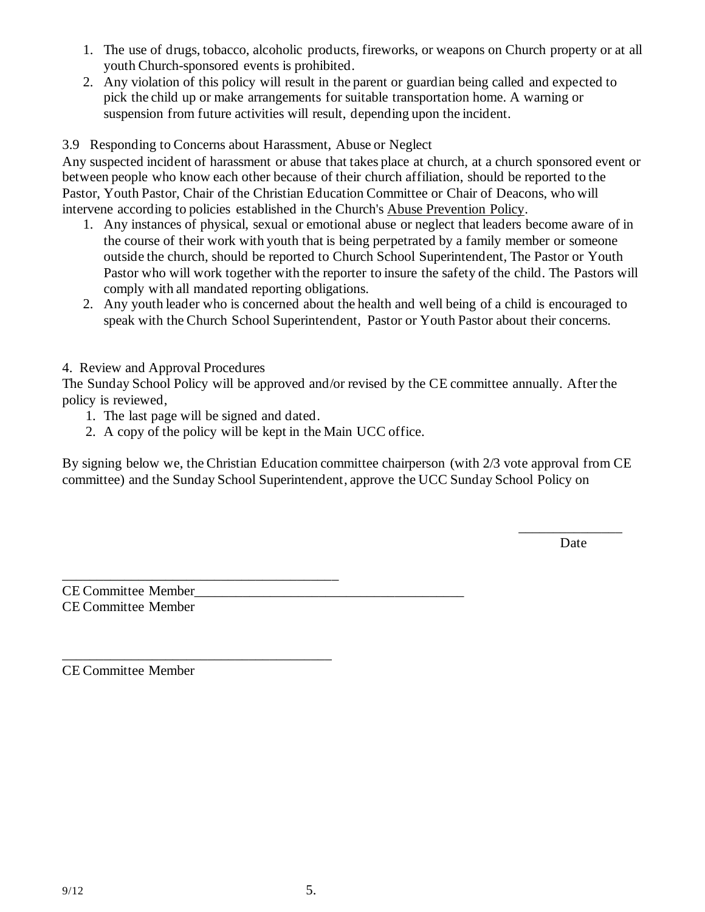1. The use of drugs, tobacco, alcoholic products, fireworks, or weapons on Church property or at all youth Church-sponsored events is prohibited.
2. Any violation of this policy will result in the parent or guardian being called and expected to pick the child up or make arrangements for suitable transportation home. A warning or suspension from future activities will result, depending upon the incident.

3.9 Responding to Concerns about Harassment, Abuse or Neglect

Any suspected incident of harassment or abuse that takes place at church, at a church sponsored event or between people who know each other because of their church affiliation, should be reported to the Pastor, Youth Pastor, Chair of the Christian Education Committee or Chair of Deacons, who will intervene according to policies established in the Church's Abuse Prevention Policy.

1. Any instances of physical, sexual or emotional abuse or neglect that leaders become aware of in the course of their work with youth that is being perpetrated by a family member or someone outside the church, should be reported to Church School Superintendent, The Pastor or Youth Pastor who will work together with the reporter to insure the safety of the child. The Pastors will comply with all mandated reporting obligations.
2. Any youth leader who is concerned about the health and well being of a child is encouraged to speak with the Church School Superintendent, Pastor or Youth Pastor about their concerns.

4. Review and Approval Procedures

The Sunday School Policy will be approved and/or revised by the CE committee annually. After the policy is reviewed,

1. The last page will be signed and dated.
2. A copy of the policy will be kept in the Main UCC office.

By signing below we, the Christian Education committee chairperson (with 2/3 vote approval from CE committee) and the Sunday School Superintendent, approve the UCC Sunday School Policy on

_______________
Date

_________________________________________
CE Committee Member_________________________________________
CE Committee Member

_________________________________________
CE Committee Member

9/12